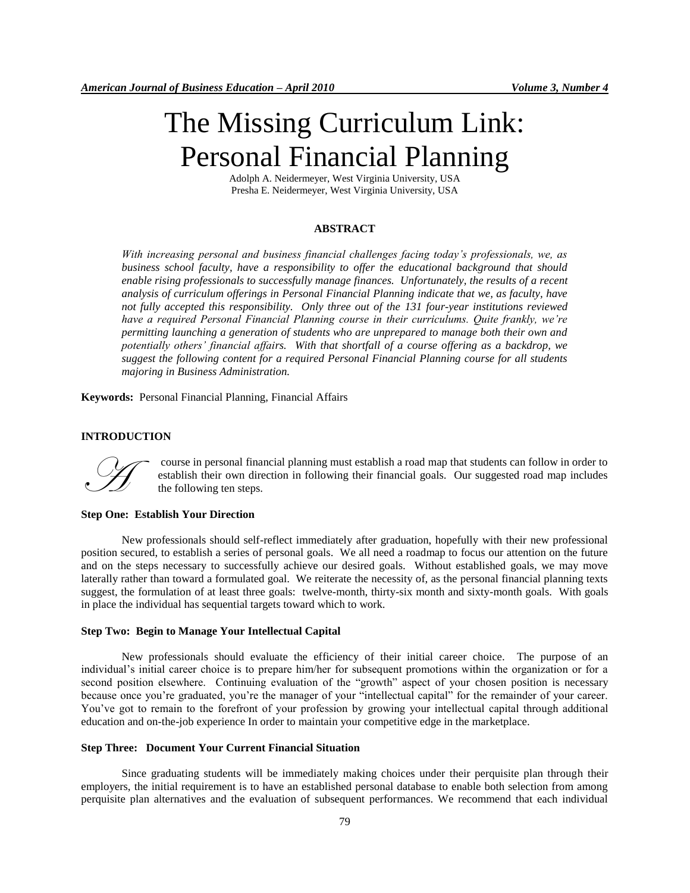# The Missing Curriculum Link: Personal Financial Planning

Adolph A. Neidermeyer, West Virginia University, USA
Presha E. Neidermeyer, West Virginia University, USA

## ABSTRACT

*With increasing personal and business financial challenges facing today's professionals, we, as business school faculty, have a responsibility to offer the educational background that should enable rising professionals to successfully manage finances. Unfortunately, the results of a recent analysis of curriculum offerings in Personal Financial Planning indicate that we, as faculty, have not fully accepted this responsibility. Only three out of the 131 four-year institutions reviewed have a required Personal Financial Planning course in their curriculums. Quite frankly, we're permitting launching a generation of students who are unprepared to manage both their own and potentially others' financial affairs. With that shortfall of a course offering as a backdrop, we suggest the following content for a required Personal Financial Planning course for all students majoring in Business Administration.*

**Keywords:** Personal Financial Planning, Financial Affairs

## INTRODUCTION

A course in personal financial planning must establish a road map that students can follow in order to establish their own direction in following their financial goals. Our suggested road map includes the following ten steps.

### Step One: Establish Your Direction

New professionals should self-reflect immediately after graduation, hopefully with their new professional position secured, to establish a series of personal goals. We all need a roadmap to focus our attention on the future and on the steps necessary to successfully achieve our desired goals. Without established goals, we may move laterally rather than toward a formulated goal. We reiterate the necessity of, as the personal financial planning texts suggest, the formulation of at least three goals: twelve-month, thirty-six month and sixty-month goals. With goals in place the individual has sequential targets toward which to work.

### Step Two: Begin to Manage Your Intellectual Capital

New professionals should evaluate the efficiency of their initial career choice. The purpose of an individual's initial career choice is to prepare him/her for subsequent promotions within the organization or for a second position elsewhere. Continuing evaluation of the "growth" aspect of your chosen position is necessary because once you're graduated, you're the manager of your "intellectual capital" for the remainder of your career. You've got to remain to the forefront of your profession by growing your intellectual capital through additional education and on-the-job experience In order to maintain your competitive edge in the marketplace.

### Step Three: Document Your Current Financial Situation

Since graduating students will be immediately making choices under their perquisite plan through their employers, the initial requirement is to have an established personal database to enable both selection from among perquisite plan alternatives and the evaluation of subsequent performances. We recommend that each individual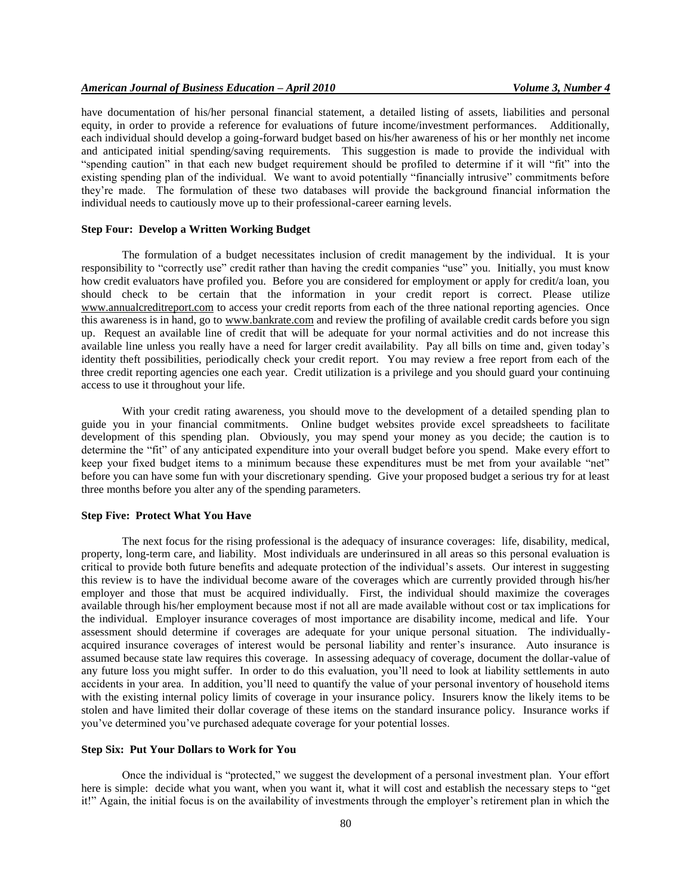have documentation of his/her personal financial statement, a detailed listing of assets, liabilities and personal equity, in order to provide a reference for evaluations of future income/investment performances. Additionally, each individual should develop a going-forward budget based on his/her awareness of his or her monthly net income and anticipated initial spending/saving requirements. This suggestion is made to provide the individual with "spending caution" in that each new budget requirement should be profiled to determine if it will "fit" into the existing spending plan of the individual. We want to avoid potentially "financially intrusive" commitments before they're made. The formulation of these two databases will provide the background financial information the individual needs to cautiously move up to their professional-career earning levels.

**Step Four: Develop a Written Working Budget**

The formulation of a budget necessitates inclusion of credit management by the individual. It is your responsibility to "correctly use" credit rather than having the credit companies "use" you. Initially, you must know how credit evaluators have profiled you. Before you are considered for employment or apply for credit/a loan, you should check to be certain that the information in your credit report is correct. Please utilize www.annualcreditreport.com to access your credit reports from each of the three national reporting agencies. Once this awareness is in hand, go to www.bankrate.com and review the profiling of available credit cards before you sign up. Request an available line of credit that will be adequate for your normal activities and do not increase this available line unless you really have a need for larger credit availability. Pay all bills on time and, given today's identity theft possibilities, periodically check your credit report. You may review a free report from each of the three credit reporting agencies one each year. Credit utilization is a privilege and you should guard your continuing access to use it throughout your life.

With your credit rating awareness, you should move to the development of a detailed spending plan to guide you in your financial commitments. Online budget websites provide excel spreadsheets to facilitate development of this spending plan. Obviously, you may spend your money as you decide; the caution is to determine the "fit" of any anticipated expenditure into your overall budget before you spend. Make every effort to keep your fixed budget items to a minimum because these expenditures must be met from your available "net" before you can have some fun with your discretionary spending. Give your proposed budget a serious try for at least three months before you alter any of the spending parameters.

**Step Five: Protect What You Have**

The next focus for the rising professional is the adequacy of insurance coverages: life, disability, medical, property, long-term care, and liability. Most individuals are underinsured in all areas so this personal evaluation is critical to provide both future benefits and adequate protection of the individual's assets. Our interest in suggesting this review is to have the individual become aware of the coverages which are currently provided through his/her employer and those that must be acquired individually. First, the individual should maximize the coverages available through his/her employment because most if not all are made available without cost or tax implications for the individual. Employer insurance coverages of most importance are disability income, medical and life. Your assessment should determine if coverages are adequate for your unique personal situation. The individually-acquired insurance coverages of interest would be personal liability and renter's insurance. Auto insurance is assumed because state law requires this coverage. In assessing adequacy of coverage, document the dollar-value of any future loss you might suffer. In order to do this evaluation, you'll need to look at liability settlements in auto accidents in your area. In addition, you'll need to quantify the value of your personal inventory of household items with the existing internal policy limits of coverage in your insurance policy. Insurers know the likely items to be stolen and have limited their dollar coverage of these items on the standard insurance policy. Insurance works if you've determined you've purchased adequate coverage for your potential losses.

**Step Six: Put Your Dollars to Work for You**

Once the individual is "protected," we suggest the development of a personal investment plan. Your effort here is simple: decide what you want, when you want it, what it will cost and establish the necessary steps to "get it!" Again, the initial focus is on the availability of investments through the employer's retirement plan in which the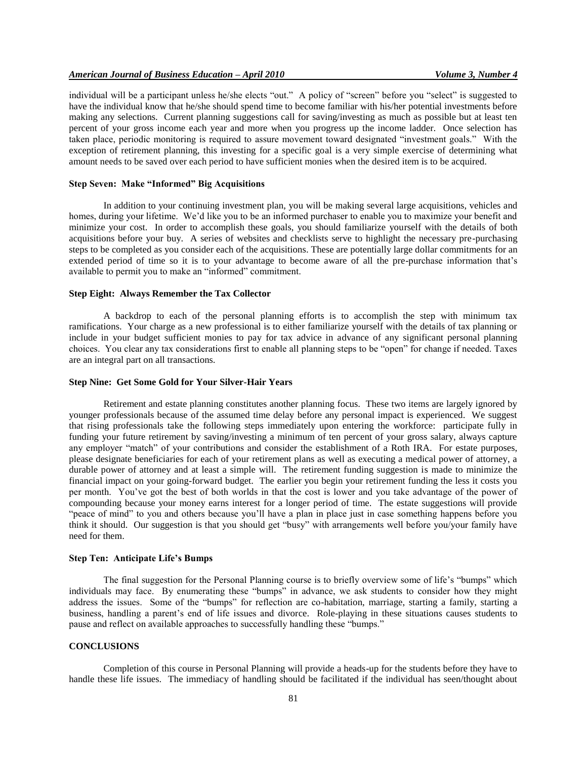individual will be a participant unless he/she elects "out." A policy of "screen" before you "select" is suggested to have the individual know that he/she should spend time to become familiar with his/her potential investments before making any selections. Current planning suggestions call for saving/investing as much as possible but at least ten percent of your gross income each year and more when you progress up the income ladder. Once selection has taken place, periodic monitoring is required to assure movement toward designated "investment goals." With the exception of retirement planning, this investing for a specific goal is a very simple exercise of determining what amount needs to be saved over each period to have sufficient monies when the desired item is to be acquired.

### Step Seven: Make "Informed" Big Acquisitions

In addition to your continuing investment plan, you will be making several large acquisitions, vehicles and homes, during your lifetime. We'd like you to be an informed purchaser to enable you to maximize your benefit and minimize your cost. In order to accomplish these goals, you should familiarize yourself with the details of both acquisitions before your buy. A series of websites and checklists serve to highlight the necessary pre-purchasing steps to be completed as you consider each of the acquisitions. These are potentially large dollar commitments for an extended period of time so it is to your advantage to become aware of all the pre-purchase information that's available to permit you to make an "informed" commitment.

### Step Eight: Always Remember the Tax Collector

A backdrop to each of the personal planning efforts is to accomplish the step with minimum tax ramifications. Your charge as a new professional is to either familiarize yourself with the details of tax planning or include in your budget sufficient monies to pay for tax advice in advance of any significant personal planning choices. You clear any tax considerations first to enable all planning steps to be "open" for change if needed. Taxes are an integral part on all transactions.

### Step Nine: Get Some Gold for Your Silver-Hair Years

Retirement and estate planning constitutes another planning focus. These two items are largely ignored by younger professionals because of the assumed time delay before any personal impact is experienced. We suggest that rising professionals take the following steps immediately upon entering the workforce: participate fully in funding your future retirement by saving/investing a minimum of ten percent of your gross salary, always capture any employer "match" of your contributions and consider the establishment of a Roth IRA. For estate purposes, please designate beneficiaries for each of your retirement plans as well as executing a medical power of attorney, a durable power of attorney and at least a simple will. The retirement funding suggestion is made to minimize the financial impact on your going-forward budget. The earlier you begin your retirement funding the less it costs you per month. You've got the best of both worlds in that the cost is lower and you take advantage of the power of compounding because your money earns interest for a longer period of time. The estate suggestions will provide "peace of mind" to you and others because you'll have a plan in place just in case something happens before you think it should. Our suggestion is that you should get "busy" with arrangements well before you/your family have need for them.

### Step Ten: Anticipate Life's Bumps

The final suggestion for the Personal Planning course is to briefly overview some of life's "bumps" which individuals may face. By enumerating these "bumps" in advance, we ask students to consider how they might address the issues. Some of the "bumps" for reflection are co-habitation, marriage, starting a family, starting a business, handling a parent's end of life issues and divorce. Role-playing in these situations causes students to pause and reflect on available approaches to successfully handling these "bumps."

## CONCLUSIONS

Completion of this course in Personal Planning will provide a heads-up for the students before they have to handle these life issues. The immediacy of handling should be facilitated if the individual has seen/thought about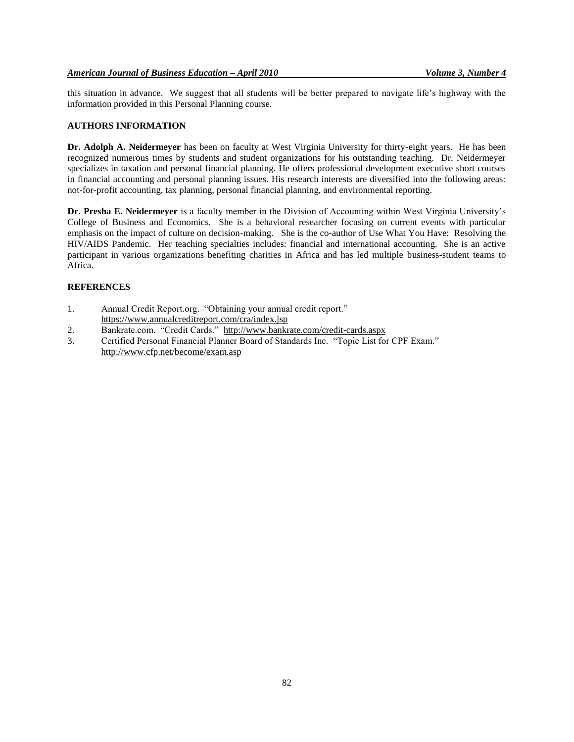this situation in advance. We suggest that all students will be better prepared to navigate life's highway with the information provided in this Personal Planning course.

## AUTHORS INFORMATION

**Dr. Adolph A. Neidermeyer** has been on faculty at West Virginia University for thirty-eight years. He has been recognized numerous times by students and student organizations for his outstanding teaching. Dr. Neidermeyer specializes in taxation and personal financial planning. He offers professional development executive short courses in financial accounting and personal planning issues. His research interests are diversified into the following areas: not-for-profit accounting, tax planning, personal financial planning, and environmental reporting.

**Dr. Presha E. Neidermeyer** is a faculty member in the Division of Accounting within West Virginia University's College of Business and Economics. She is a behavioral researcher focusing on current events with particular emphasis on the impact of culture on decision-making. She is the co-author of Use What You Have: Resolving the HIV/AIDS Pandemic. Her teaching specialties includes: financial and international accounting. She is an active participant in various organizations benefiting charities in Africa and has led multiple business-student teams to Africa.

## REFERENCES

1. Annual Credit Report.org. "Obtaining your annual credit report." https://www.annualcreditreport.com/cra/index.jsp
2. Bankrate.com. "Credit Cards." http://www.bankrate.com/credit-cards.aspx
3. Certified Personal Financial Planner Board of Standards Inc. "Topic List for CPF Exam." http://www.cfp.net/become/exam.asp